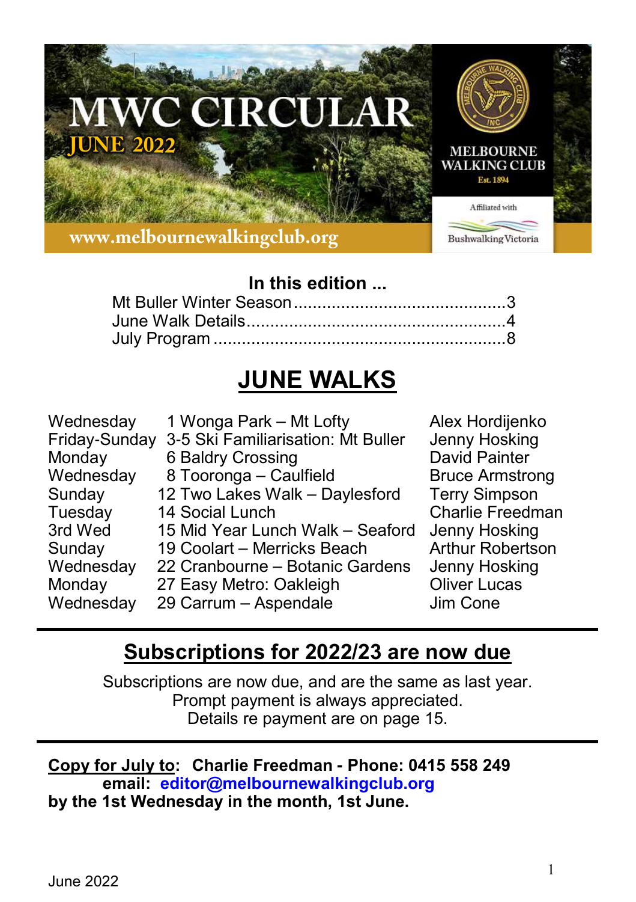# MWC CIRCULAR

**JUNE 2022**

MELBOURNE WALKING CLUB
Est. 1894

Affiliated with Bushwalking Victoria

www.melbournewalkingclub.org

### In this edition ...

Mt Buller Winter Season ............................................3
June Walk Details.....................................................4
July Program ............................................................8

## JUNE WALKS

| | | |
|---|---|---|
| Wednesday | 1 Wonga Park – Mt Lofty | Alex Hordijenko |
| Friday-Sunday | 3-5 Ski Familiarisation: Mt Buller | Jenny Hosking |
| Monday | 6 Baldry Crossing | David Painter |
| Wednesday | 8 Tooronga – Caulfield | Bruce Armstrong |
| Sunday | 12 Two Lakes Walk – Daylesford | Terry Simpson |
| Tuesday | 14 Social Lunch | Charlie Freedman |
| 3rd Wed | 15 Mid Year Lunch Walk – Seaford | Jenny Hosking |
| Sunday | 19 Coolart – Merricks Beach | Arthur Robertson |
| Wednesday | 22 Cranbourne – Botanic Gardens | Jenny Hosking |
| Monday | 27 Easy Metro: Oakleigh | Oliver Lucas |
| Wednesday | 29 Carrum – Aspendale | Jim Cone |

## Subscriptions for 2022/23 are now due

Subscriptions are now due, and are the same as last year.
Prompt payment is always appreciated.
Details re payment are on page 15.

**Copy for July to: Charlie Freedman - Phone: 0415 558 249**
**email: editor@melbournewalkingclub.org**
**by the 1st Wednesday in the month, 1st June.**

June 2022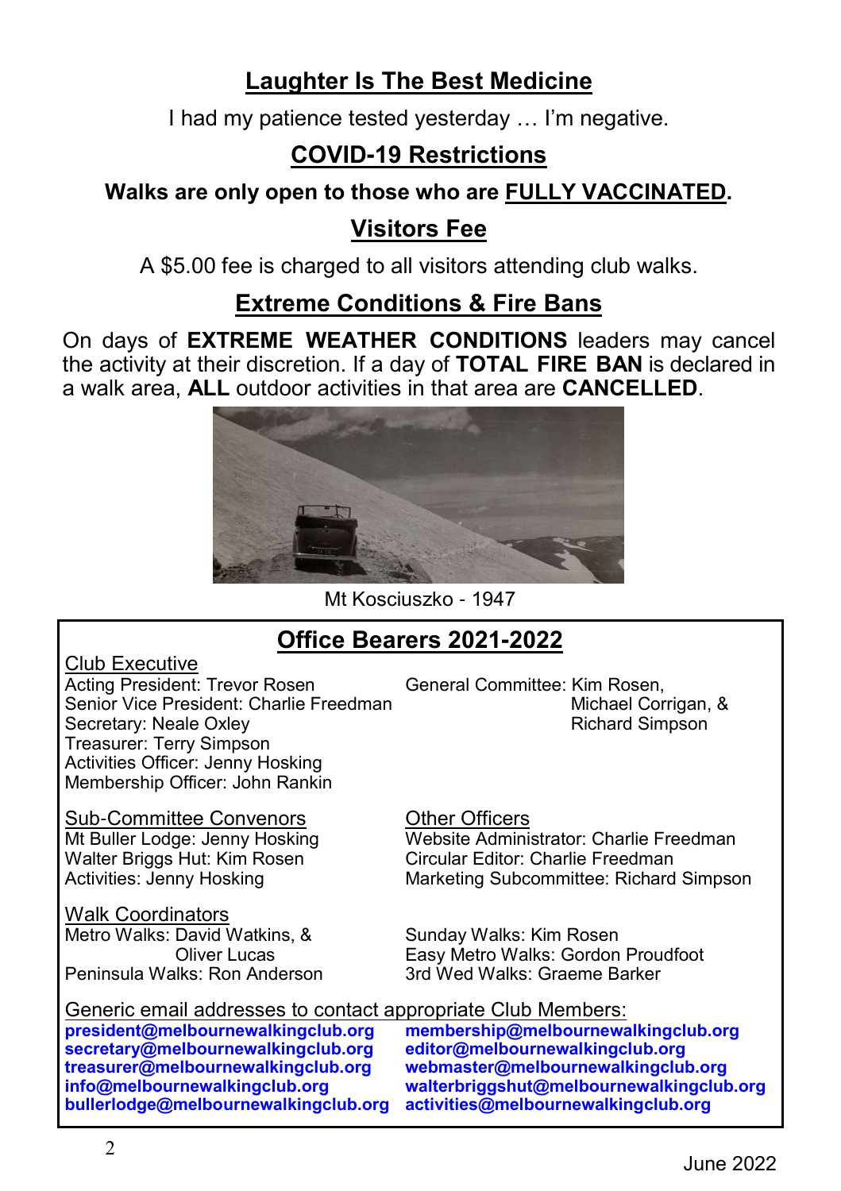## Laughter Is The Best Medicine

I had my patience tested yesterday … I'm negative.

## COVID-19 Restrictions

**Walks are only open to those who are FULLY VACCINATED.**

## Visitors Fee

A $5.00 fee is charged to all visitors attending club walks.

## Extreme Conditions & Fire Bans

On days of **EXTREME WEATHER CONDITIONS** leaders may cancel the activity at their discretion. If a day of **TOTAL FIRE BAN** is declared in a walk area, **ALL** outdoor activities in that area are **CANCELLED**.

Mt Kosciuszko - 1947

## Office Bearers 2021-2022

### Club Executive

Acting President: Trevor Rosen
Senior Vice President: Charlie Freedman
Secretary: Neale Oxley
Treasurer: Terry Simpson
Activities Officer: Jenny Hosking
Membership Officer: John Rankin

General Committee: Kim Rosen, Michael Corrigan, & Richard Simpson

### Sub-Committee Convenors

Mt Buller Lodge: Jenny Hosking
Walter Briggs Hut: Kim Rosen
Activities: Jenny Hosking

### Other Officers

Website Administrator: Charlie Freedman
Circular Editor: Charlie Freedman
Marketing Subcommittee: Richard Simpson

### Walk Coordinators

Metro Walks: David Watkins, & Oliver Lucas
Peninsula Walks: Ron Anderson
Sunday Walks: Kim Rosen
Easy Metro Walks: Gordon Proudfoot
3rd Wed Walks: Graeme Barker

### Generic email addresses to contact appropriate Club Members:

**president@melbournewalkingclub.org**
**secretary@melbournewalkingclub.org**
**treasurer@melbournewalkingclub.org**
**info@melbournewalkingclub.org**
**bullerlodge@melbournewalkingclub.org**
**membership@melbournewalkingclub.org**
**editor@melbournewalkingclub.org**
**webmaster@melbournewalkingclub.org**
**walterbriggshut@melbournewalkingclub.org**
**activities@melbournewalkingclub.org**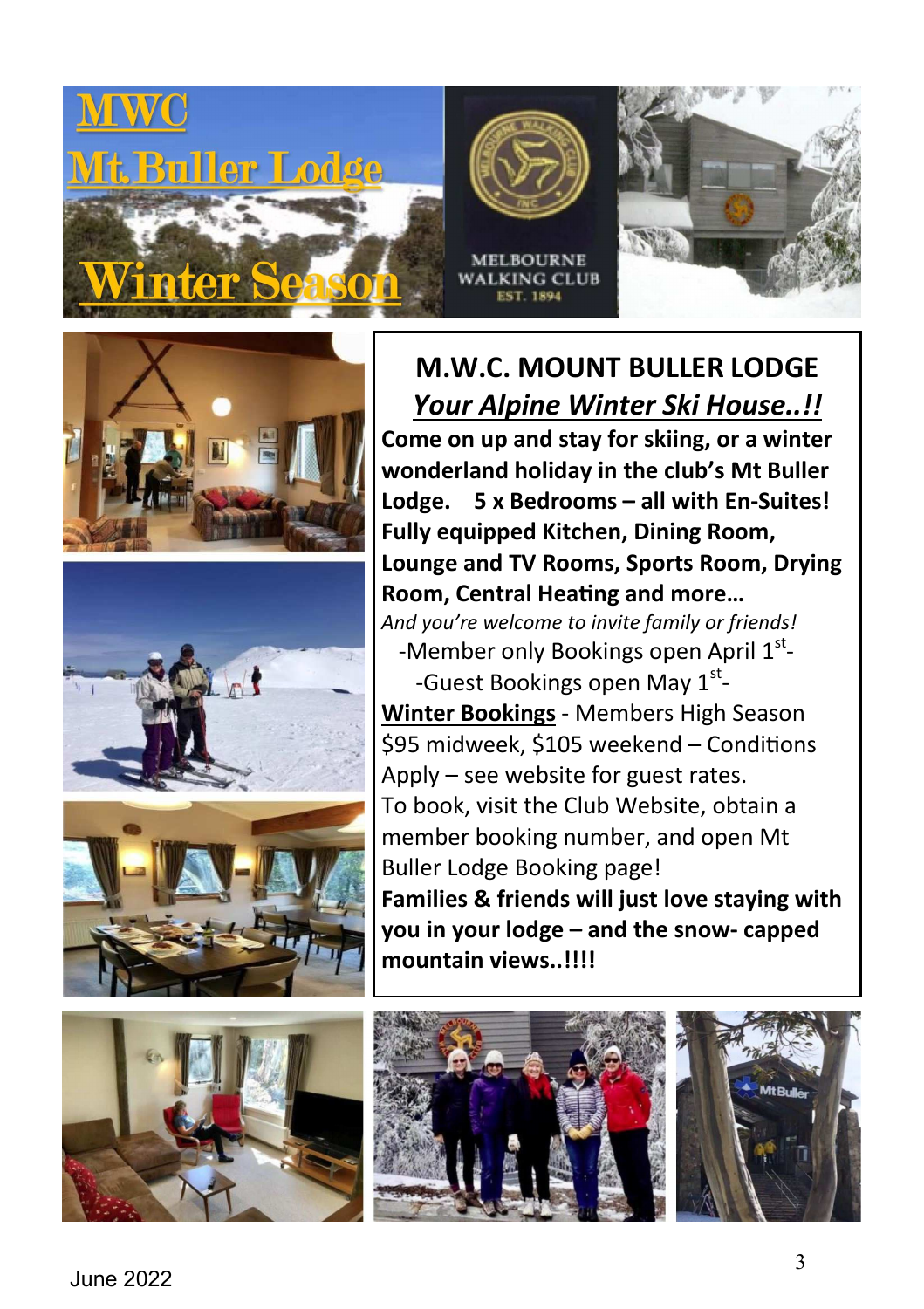# MWC Mt.Buller Lodge Winter Season

## M.W.C. MOUNT BULLER LODGE

### *Your Alpine Winter Ski House..!!*

**Come on up and stay for skiing, or a winter wonderland holiday in the club's Mt Buller Lodge. 5 x Bedrooms – all with En-Suites! Fully equipped Kitchen, Dining Room, Lounge and TV Rooms, Sports Room, Drying Room, Central Heating and more…**

*And you're welcome to invite family or friends!*

-Member only Bookings open April 1st-

-Guest Bookings open May 1st-

**Winter Bookings** - Members High Season $95 midweek, $105 weekend – Conditions Apply – see website for guest rates.

To book, visit the Club Website, obtain a member booking number, and open Mt Buller Lodge Booking page!

**Families & friends will just love staying with you in your lodge – and the snow- capped mountain views..!!!!**

June 2022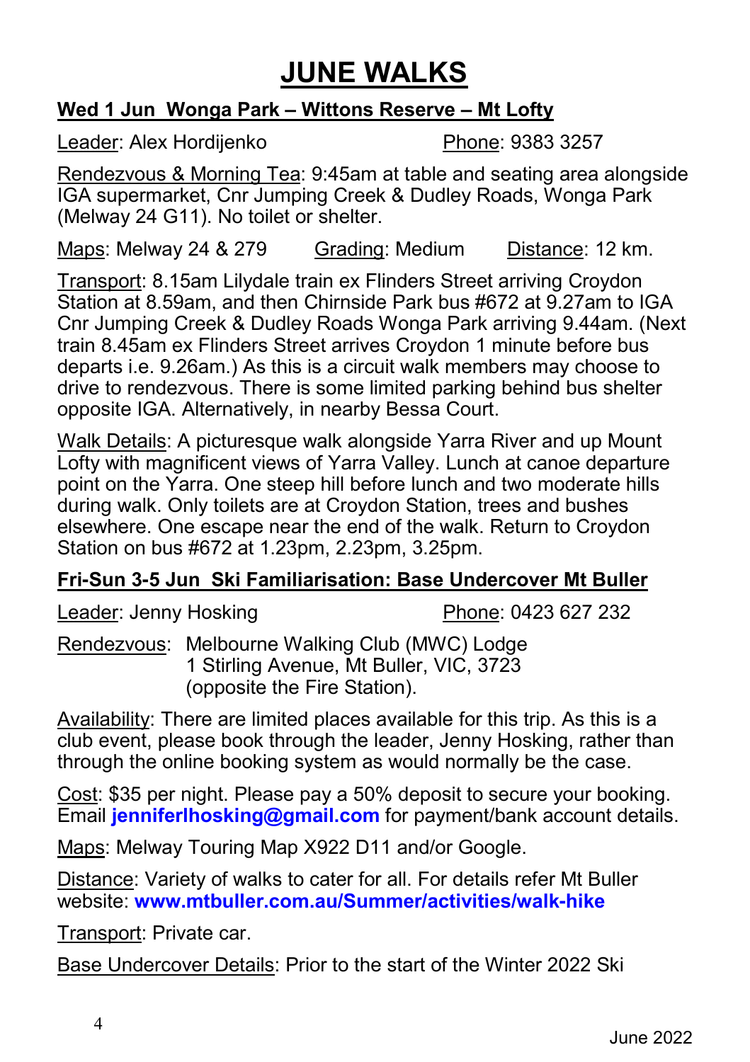# JUNE WALKS

## Wed 1 Jun Wonga Park – Wittons Reserve – Mt Lofty

Leader: Alex Hordijenko Phone: 9383 3257

Rendezvous & Morning Tea: 9:45am at table and seating area alongside IGA supermarket, Cnr Jumping Creek & Dudley Roads, Wonga Park (Melway 24 G11). No toilet or shelter.

Maps: Melway 24 & 279 Grading: Medium Distance: 12 km.

Transport: 8.15am Lilydale train ex Flinders Street arriving Croydon Station at 8.59am, and then Chirnside Park bus #672 at 9.27am to IGA Cnr Jumping Creek & Dudley Roads Wonga Park arriving 9.44am. (Next train 8.45am ex Flinders Street arrives Croydon 1 minute before bus departs i.e. 9.26am.) As this is a circuit walk members may choose to drive to rendezvous. There is some limited parking behind bus shelter opposite IGA. Alternatively, in nearby Bessa Court.

Walk Details: A picturesque walk alongside Yarra River and up Mount Lofty with magnificent views of Yarra Valley. Lunch at canoe departure point on the Yarra. One steep hill before lunch and two moderate hills during walk. Only toilets are at Croydon Station, trees and bushes elsewhere. One escape near the end of the walk. Return to Croydon Station on bus #672 at 1.23pm, 2.23pm, 3.25pm.

## Fri-Sun 3-5 Jun Ski Familiarisation: Base Undercover Mt Buller

Leader: Jenny Hosking Phone: 0423 627 232

Rendezvous: Melbourne Walking Club (MWC) Lodge
1 Stirling Avenue, Mt Buller, VIC, 3723
(opposite the Fire Station).

Availability: There are limited places available for this trip. As this is a club event, please book through the leader, Jenny Hosking, rather than through the online booking system as would normally be the case.

Cost: $35 per night. Please pay a 50% deposit to secure your booking. Email **jenniferlhosking@gmail.com** for payment/bank account details.

Maps: Melway Touring Map X922 D11 and/or Google.

Distance: Variety of walks to cater for all. For details refer Mt Buller website: **www.mtbuller.com.au/Summer/activities/walk-hike**

Transport: Private car.

Base Undercover Details: Prior to the start of the Winter 2022 Ski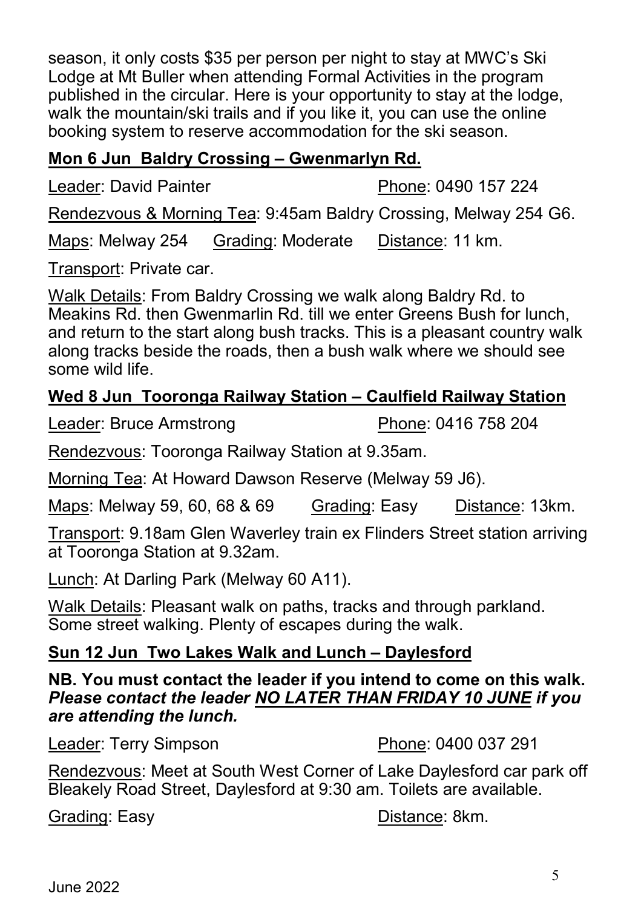season, it only costs $35 per person per night to stay at MWC's Ski Lodge at Mt Buller when attending Formal Activities in the program published in the circular. Here is your opportunity to stay at the lodge, walk the mountain/ski trails and if you like it, you can use the online booking system to reserve accommodation for the ski season.

## Mon 6 Jun Baldry Crossing – Gwenmarlyn Rd.

Leader: David Painter Phone: 0490 157 224

Rendezvous & Morning Tea: 9:45am Baldry Crossing, Melway 254 G6.

Maps: Melway 254 Grading: Moderate Distance: 11 km.

Transport: Private car.

Walk Details: From Baldry Crossing we walk along Baldry Rd. to Meakins Rd. then Gwenmarlin Rd. till we enter Greens Bush for lunch, and return to the start along bush tracks. This is a pleasant country walk along tracks beside the roads, then a bush walk where we should see some wild life.

## Wed 8 Jun Tooronga Railway Station – Caulfield Railway Station

Leader: Bruce Armstrong Phone: 0416 758 204

Rendezvous: Tooronga Railway Station at 9.35am.

Morning Tea: At Howard Dawson Reserve (Melway 59 J6).

Maps: Melway 59, 60, 68 & 69 Grading: Easy Distance: 13km.

Transport: 9.18am Glen Waverley train ex Flinders Street station arriving at Tooronga Station at 9.32am.

Lunch: At Darling Park (Melway 60 A11).

Walk Details: Pleasant walk on paths, tracks and through parkland. Some street walking. Plenty of escapes during the walk.

## Sun 12 Jun Two Lakes Walk and Lunch – Daylesford

**NB. You must contact the leader if you intend to come on this walk.** ***Please contact the leader NO LATER THAN FRIDAY 10 JUNE if you are attending the lunch.***

Leader: Terry Simpson Phone: 0400 037 291

Rendezvous: Meet at South West Corner of Lake Daylesford car park off Bleakely Road Street, Daylesford at 9:30 am. Toilets are available.

Grading: Easy Distance: 8km.

June 2022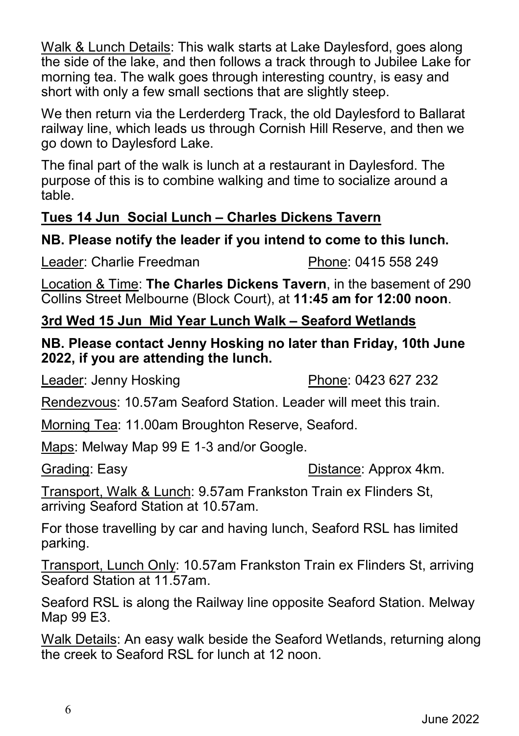Walk & Lunch Details: This walk starts at Lake Daylesford, goes along the side of the lake, and then follows a track through to Jubilee Lake for morning tea. The walk goes through interesting country, is easy and short with only a few small sections that are slightly steep.

We then return via the Lerderderg Track, the old Daylesford to Ballarat railway line, which leads us through Cornish Hill Reserve, and then we go down to Daylesford Lake.

The final part of the walk is lunch at a restaurant in Daylesford. The purpose of this is to combine walking and time to socialize around a table.

## Tues 14 Jun Social Lunch – Charles Dickens Tavern

**NB. Please notify the leader if you intend to come to this lunch.**

Leader: Charlie Freedman — Phone: 0415 558 249

Location & Time: **The Charles Dickens Tavern**, in the basement of 290 Collins Street Melbourne (Block Court), at **11:45 am for 12:00 noon**.

## 3rd Wed 15 Jun Mid Year Lunch Walk – Seaford Wetlands

**NB. Please contact Jenny Hosking no later than Friday, 10th June 2022, if you are attending the lunch.**

Leader: Jenny Hosking — Phone: 0423 627 232

Rendezvous: 10.57am Seaford Station. Leader will meet this train.

Morning Tea: 11.00am Broughton Reserve, Seaford.

Maps: Melway Map 99 E 1-3 and/or Google.

Grading: Easy — Distance: Approx 4km.

Transport, Walk & Lunch: 9.57am Frankston Train ex Flinders St, arriving Seaford Station at 10.57am.

For those travelling by car and having lunch, Seaford RSL has limited parking.

Transport, Lunch Only: 10.57am Frankston Train ex Flinders St, arriving Seaford Station at 11.57am.

Seaford RSL is along the Railway line opposite Seaford Station. Melway Map 99 E3.

Walk Details: An easy walk beside the Seaford Wetlands, returning along the creek to Seaford RSL for lunch at 12 noon.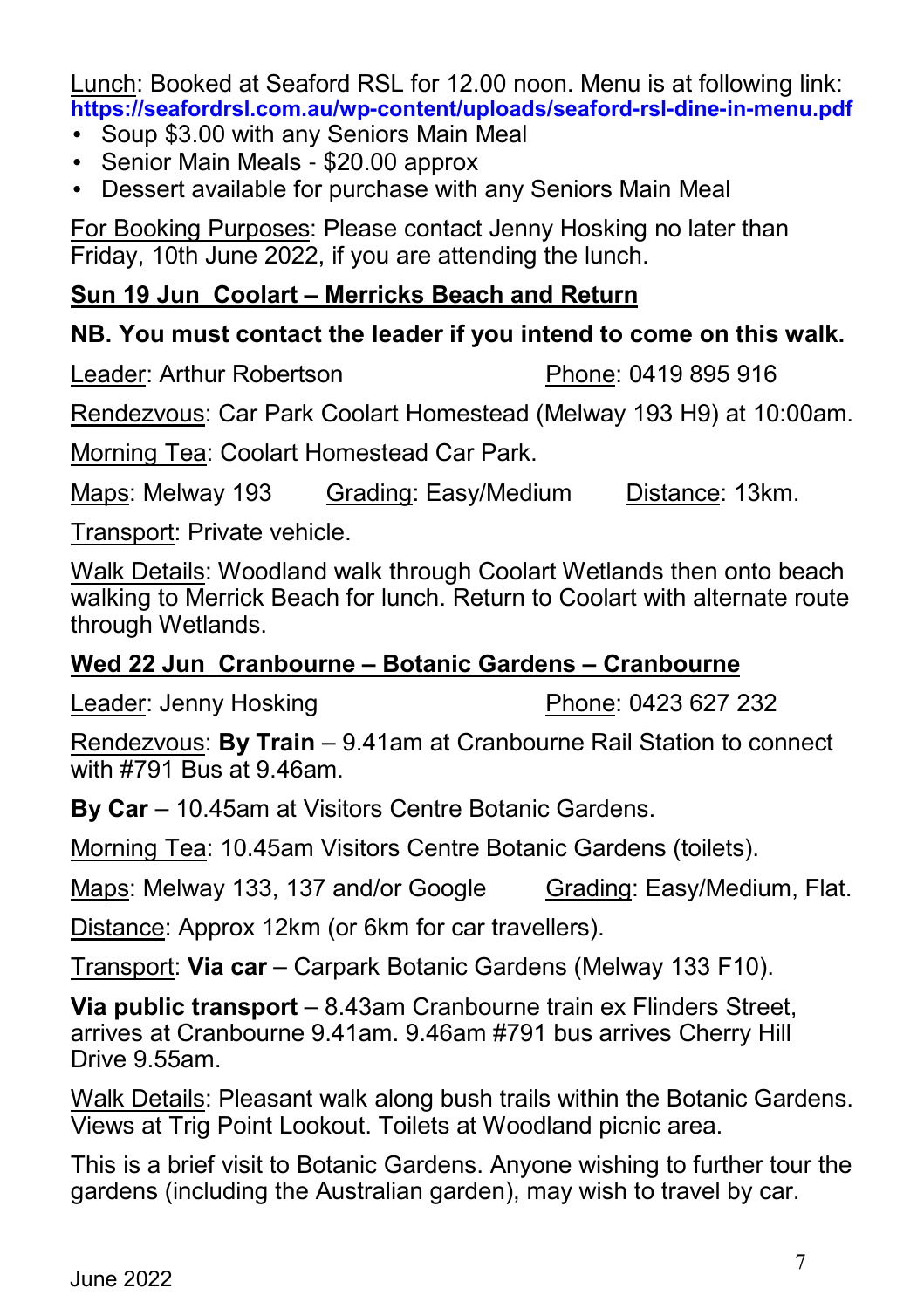Lunch: Booked at Seaford RSL for 12.00 noon. Menu is at following link: **https://seafordrsl.com.au/wp-content/uploads/seaford-rsl-dine-in-menu.pdf**

- Soup $3.00 with any Seniors Main Meal
- Senior Main Meals - $20.00 approx
- Dessert available for purchase with any Seniors Main Meal

For Booking Purposes: Please contact Jenny Hosking no later than Friday, 10th June 2022, if you are attending the lunch.

## Sun 19 Jun  Coolart – Merricks Beach and Return

**NB. You must contact the leader if you intend to come on this walk.**

Leader: Arthur Robertson    Phone: 0419 895 916

Rendezvous: Car Park Coolart Homestead (Melway 193 H9) at 10:00am.

Morning Tea: Coolart Homestead Car Park.

Maps: Melway 193    Grading: Easy/Medium    Distance: 13km.

Transport: Private vehicle.

Walk Details: Woodland walk through Coolart Wetlands then onto beach walking to Merrick Beach for lunch. Return to Coolart with alternate route through Wetlands.

## Wed 22 Jun  Cranbourne – Botanic Gardens – Cranbourne

Leader: Jenny Hosking    Phone: 0423 627 232

Rendezvous: **By Train** – 9.41am at Cranbourne Rail Station to connect with #791 Bus at 9.46am.

**By Car** – 10.45am at Visitors Centre Botanic Gardens.

Morning Tea: 10.45am Visitors Centre Botanic Gardens (toilets).

Maps: Melway 133, 137 and/or Google    Grading: Easy/Medium, Flat.

Distance: Approx 12km (or 6km for car travellers).

Transport: **Via car** – Carpark Botanic Gardens (Melway 133 F10).

**Via public transport** – 8.43am Cranbourne train ex Flinders Street, arrives at Cranbourne 9.41am. 9.46am #791 bus arrives Cherry Hill Drive 9.55am.

Walk Details: Pleasant walk along bush trails within the Botanic Gardens. Views at Trig Point Lookout. Toilets at Woodland picnic area.

This is a brief visit to Botanic Gardens. Anyone wishing to further tour the gardens (including the Australian garden), may wish to travel by car.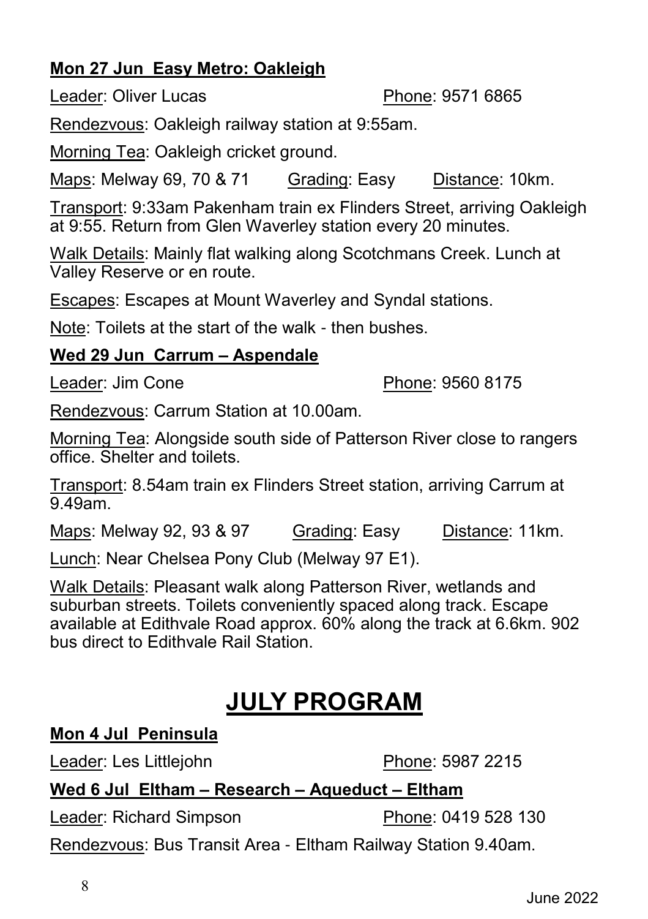**Mon 27 Jun Easy Metro: Oakleigh**

Leader: Oliver Lucas Phone: 9571 6865

Rendezvous: Oakleigh railway station at 9:55am.

Morning Tea: Oakleigh cricket ground.

Maps: Melway 69, 70 & 71 Grading: Easy Distance: 10km.

Transport: 9:33am Pakenham train ex Flinders Street, arriving Oakleigh at 9:55. Return from Glen Waverley station every 20 minutes.

Walk Details: Mainly flat walking along Scotchmans Creek. Lunch at Valley Reserve or en route.

Escapes: Escapes at Mount Waverley and Syndal stations.

Note: Toilets at the start of the walk - then bushes.

**Wed 29 Jun Carrum – Aspendale**

Leader: Jim Cone Phone: 9560 8175

Rendezvous: Carrum Station at 10.00am.

Morning Tea: Alongside south side of Patterson River close to rangers office. Shelter and toilets.

Transport: 8.54am train ex Flinders Street station, arriving Carrum at 9.49am.

Maps: Melway 92, 93 & 97 Grading: Easy Distance: 11km.

Lunch: Near Chelsea Pony Club (Melway 97 E1).

Walk Details: Pleasant walk along Patterson River, wetlands and suburban streets. Toilets conveniently spaced along track. Escape available at Edithvale Road approx. 60% along the track at 6.6km. 902 bus direct to Edithvale Rail Station.

# JULY PROGRAM

**Mon 4 Jul Peninsula**

Leader: Les Littlejohn Phone: 5987 2215

**Wed 6 Jul Eltham – Research – Aqueduct – Eltham**

Leader: Richard Simpson Phone: 0419 528 130

Rendezvous: Bus Transit Area - Eltham Railway Station 9.40am.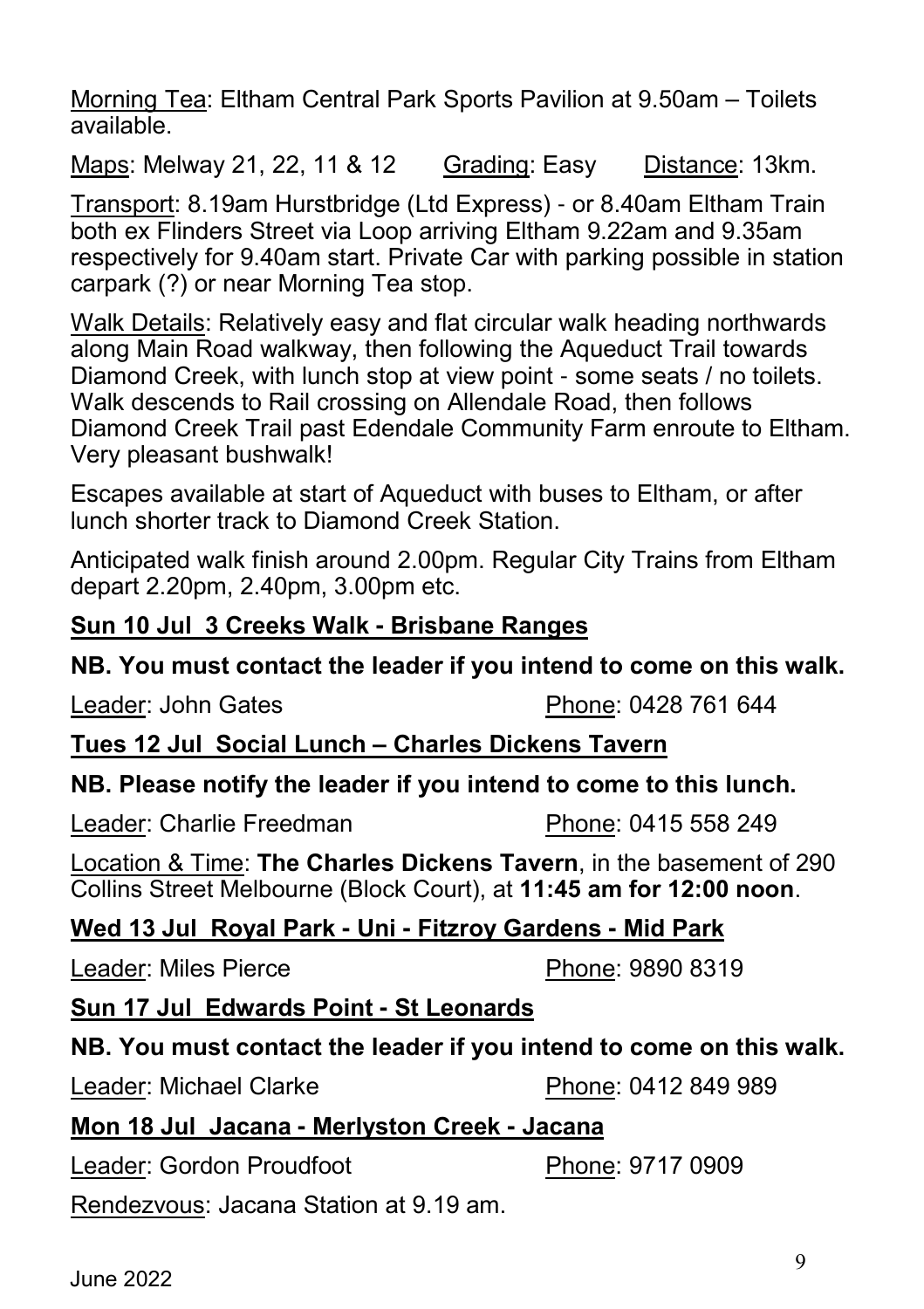Morning Tea: Eltham Central Park Sports Pavilion at 9.50am – Toilets available.

Maps: Melway 21, 22, 11 & 12 Grading: Easy Distance: 13km.

Transport: 8.19am Hurstbridge (Ltd Express) - or 8.40am Eltham Train both ex Flinders Street via Loop arriving Eltham 9.22am and 9.35am respectively for 9.40am start. Private Car with parking possible in station carpark (?) or near Morning Tea stop.

Walk Details: Relatively easy and flat circular walk heading northwards along Main Road walkway, then following the Aqueduct Trail towards Diamond Creek, with lunch stop at view point - some seats / no toilets. Walk descends to Rail crossing on Allendale Road, then follows Diamond Creek Trail past Edendale Community Farm enroute to Eltham. Very pleasant bushwalk!

Escapes available at start of Aqueduct with buses to Eltham, or after lunch shorter track to Diamond Creek Station.

Anticipated walk finish around 2.00pm. Regular City Trains from Eltham depart 2.20pm, 2.40pm, 3.00pm etc.

## Sun 10 Jul 3 Creeks Walk - Brisbane Ranges

**NB. You must contact the leader if you intend to come on this walk.**

Leader: John Gates Phone: 0428 761 644

## Tues 12 Jul Social Lunch – Charles Dickens Tavern

**NB. Please notify the leader if you intend to come to this lunch.**

Leader: Charlie Freedman Phone: 0415 558 249

Location & Time: **The Charles Dickens Tavern**, in the basement of 290 Collins Street Melbourne (Block Court), at **11:45 am for 12:00 noon**.

## Wed 13 Jul Royal Park - Uni - Fitzroy Gardens - Mid Park

Leader: Miles Pierce Phone: 9890 8319

## Sun 17 Jul Edwards Point - St Leonards

**NB. You must contact the leader if you intend to come on this walk.**

Leader: Michael Clarke Phone: 0412 849 989

## Mon 18 Jul Jacana - Merlyston Creek - Jacana

Leader: Gordon Proudfoot Phone: 9717 0909

Rendezvous: Jacana Station at 9.19 am.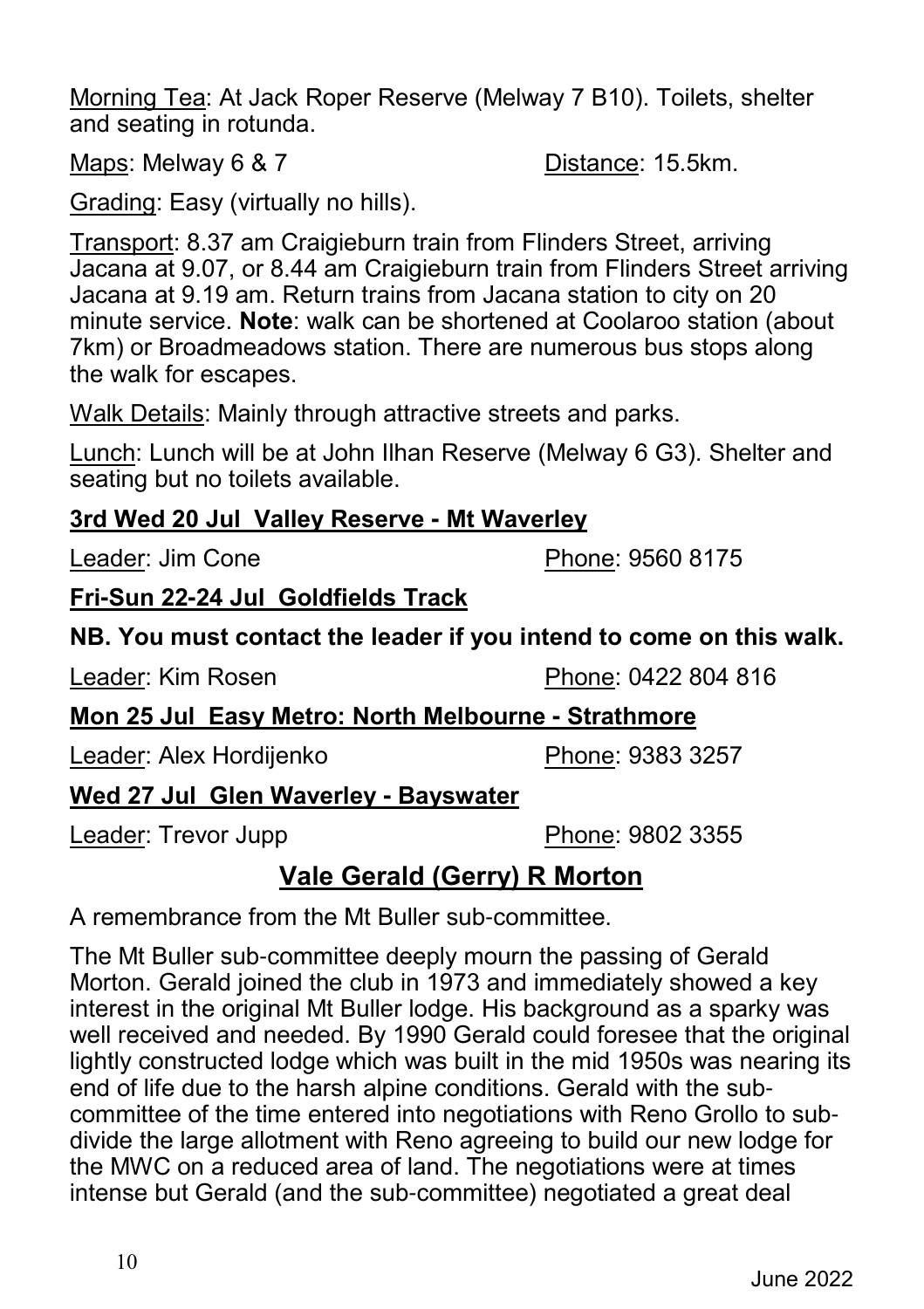Morning Tea: At Jack Roper Reserve (Melway 7 B10). Toilets, shelter and seating in rotunda.

Maps: Melway 6 & 7 Distance: 15.5km.

Grading: Easy (virtually no hills).

Transport: 8.37 am Craigieburn train from Flinders Street, arriving Jacana at 9.07, or 8.44 am Craigieburn train from Flinders Street arriving Jacana at 9.19 am. Return trains from Jacana station to city on 20 minute service. **Note**: walk can be shortened at Coolaroo station (about 7km) or Broadmeadows station. There are numerous bus stops along the walk for escapes.

Walk Details: Mainly through attractive streets and parks.

Lunch: Lunch will be at John Ilhan Reserve (Melway 6 G3). Shelter and seating but no toilets available.

**3rd Wed 20 Jul Valley Reserve - Mt Waverley**

Leader: Jim Cone Phone: 9560 8175

**Fri-Sun 22-24 Jul Goldfields Track**

**NB. You must contact the leader if you intend to come on this walk.**

Leader: Kim Rosen Phone: 0422 804 816

**Mon 25 Jul Easy Metro: North Melbourne - Strathmore**

Leader: Alex Hordijenko Phone: 9383 3257

**Wed 27 Jul Glen Waverley - Bayswater**

Leader: Trevor Jupp Phone: 9802 3355

## Vale Gerald (Gerry) R Morton

A remembrance from the Mt Buller sub-committee.

The Mt Buller sub-committee deeply mourn the passing of Gerald Morton. Gerald joined the club in 1973 and immediately showed a key interest in the original Mt Buller lodge. His background as a sparky was well received and needed. By 1990 Gerald could foresee that the original lightly constructed lodge which was built in the mid 1950s was nearing its end of life due to the harsh alpine conditions. Gerald with the sub-committee of the time entered into negotiations with Reno Grollo to sub-divide the large allotment with Reno agreeing to build our new lodge for the MWC on a reduced area of land. The negotiations were at times intense but Gerald (and the sub-committee) negotiated a great deal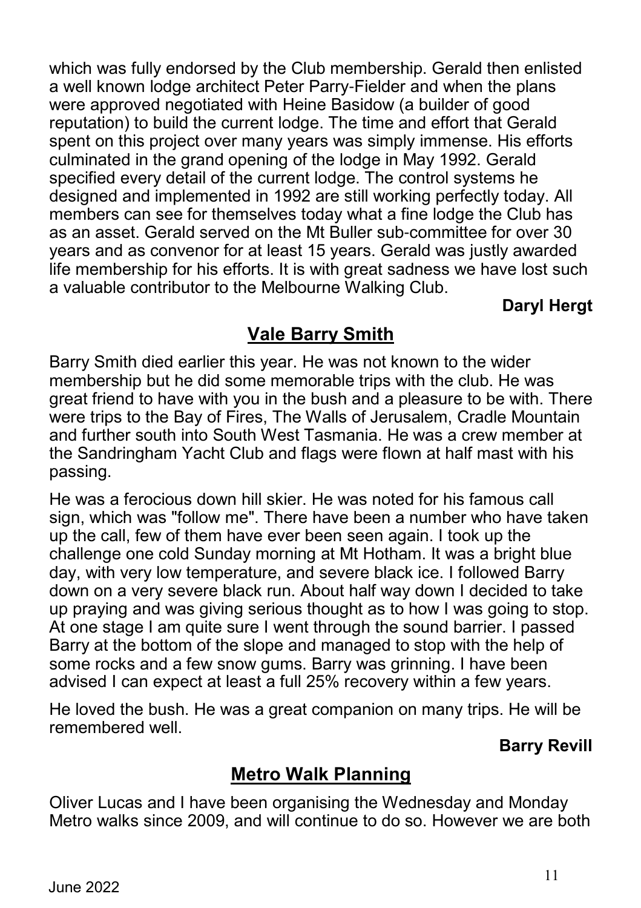which was fully endorsed by the Club membership. Gerald then enlisted a well known lodge architect Peter Parry-Fielder and when the plans were approved negotiated with Heine Basidow (a builder of good reputation) to build the current lodge. The time and effort that Gerald spent on this project over many years was simply immense. His efforts culminated in the grand opening of the lodge in May 1992. Gerald specified every detail of the current lodge. The control systems he designed and implemented in 1992 are still working perfectly today. All members can see for themselves today what a fine lodge the Club has as an asset. Gerald served on the Mt Buller sub-committee for over 30 years and as convenor for at least 15 years. Gerald was justly awarded life membership for his efforts. It is with great sadness we have lost such a valuable contributor to the Melbourne Walking Club.

**Daryl Hergt**

## Vale Barry Smith

Barry Smith died earlier this year. He was not known to the wider membership but he did some memorable trips with the club. He was great friend to have with you in the bush and a pleasure to be with. There were trips to the Bay of Fires, The Walls of Jerusalem, Cradle Mountain and further south into South West Tasmania. He was a crew member at the Sandringham Yacht Club and flags were flown at half mast with his passing.

He was a ferocious down hill skier. He was noted for his famous call sign, which was "follow me". There have been a number who have taken up the call, few of them have ever been seen again. I took up the challenge one cold Sunday morning at Mt Hotham. It was a bright blue day, with very low temperature, and severe black ice. I followed Barry down on a very severe black run. About half way down I decided to take up praying and was giving serious thought as to how I was going to stop. At one stage I am quite sure I went through the sound barrier. I passed Barry at the bottom of the slope and managed to stop with the help of some rocks and a few snow gums. Barry was grinning. I have been advised I can expect at least a full 25% recovery within a few years.

He loved the bush. He was a great companion on many trips. He will be remembered well.

**Barry Revill**

## Metro Walk Planning

Oliver Lucas and I have been organising the Wednesday and Monday Metro walks since 2009, and will continue to do so. However we are both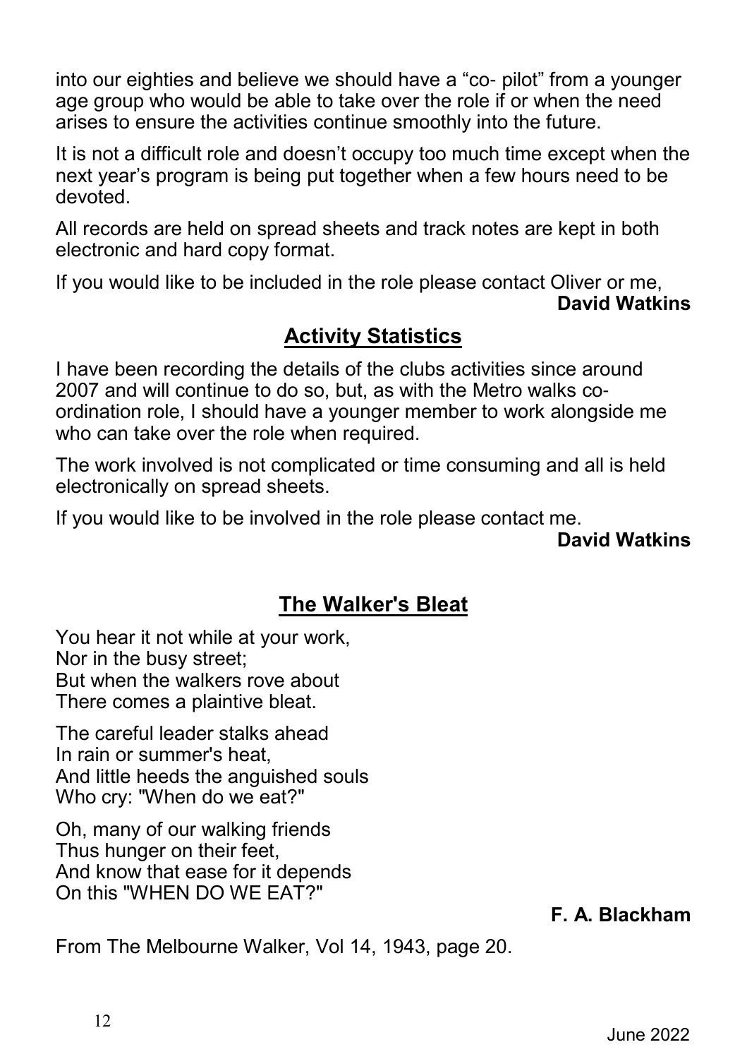into our eighties and believe we should have a “co- pilot” from a younger age group who would be able to take over the role if or when the need arises to ensure the activities continue smoothly into the future.

It is not a difficult role and doesn’t occupy too much time except when the next year’s program is being put together when a few hours need to be devoted.

All records are held on spread sheets and track notes are kept in both electronic and hard copy format.

If you would like to be included in the role please contact Oliver or me,

**David Watkins**

## Activity Statistics

I have been recording the details of the clubs activities since around 2007 and will continue to do so, but, as with the Metro walks co-ordination role, I should have a younger member to work alongside me who can take over the role when required.

The work involved is not complicated or time consuming and all is held electronically on spread sheets.

If you would like to be involved in the role please contact me.

**David Watkins**

## The Walker's Bleat

You hear it not while at your work,
Nor in the busy street;
But when the walkers rove about
There comes a plaintive bleat.

The careful leader stalks ahead
In rain or summer's heat,
And little heeds the anguished souls
Who cry: "When do we eat?"

Oh, many of our walking friends
Thus hunger on their feet,
And know that ease for it depends
On this "WHEN DO WE EAT?"

**F. A. Blackham**

From The Melbourne Walker, Vol 14, 1943, page 20.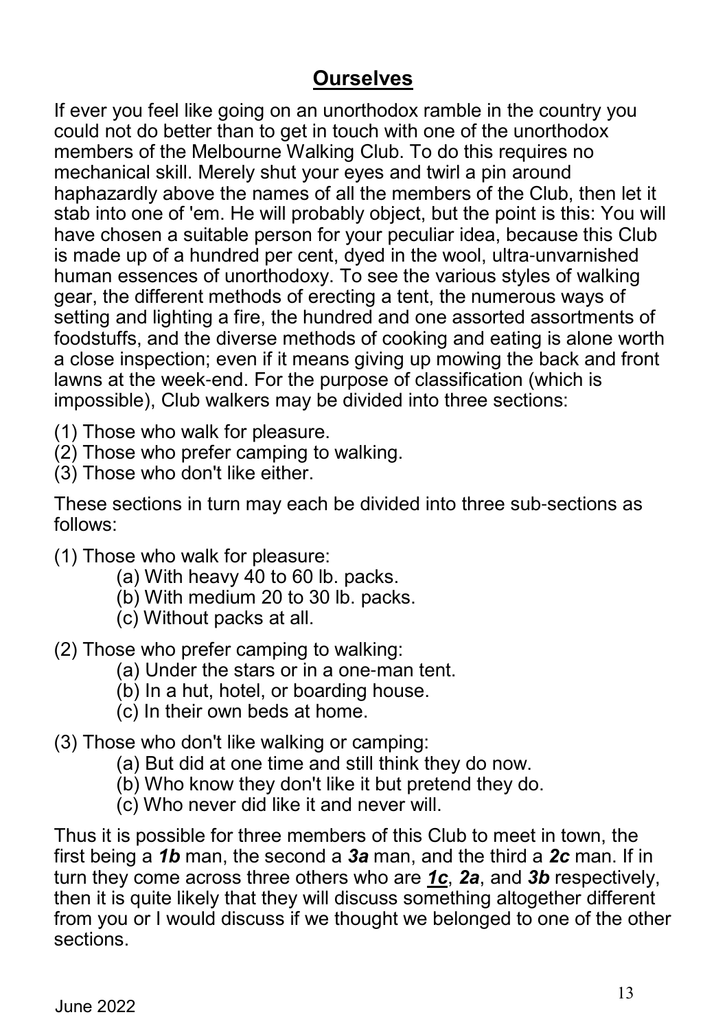## **Ourselves**

If ever you feel like going on an unorthodox ramble in the country you could not do better than to get in touch with one of the unorthodox members of the Melbourne Walking Club. To do this requires no mechanical skill. Merely shut your eyes and twirl a pin around haphazardly above the names of all the members of the Club, then let it stab into one of 'em. He will probably object, but the point is this: You will have chosen a suitable person for your peculiar idea, because this Club is made up of a hundred per cent, dyed in the wool, ultra-unvarnished human essences of unorthodoxy. To see the various styles of walking gear, the different methods of erecting a tent, the numerous ways of setting and lighting a fire, the hundred and one assorted assortments of foodstuffs, and the diverse methods of cooking and eating is alone worth a close inspection; even if it means giving up mowing the back and front lawns at the week-end. For the purpose of classification (which is impossible), Club walkers may be divided into three sections:

(1) Those who walk for pleasure.
(2) Those who prefer camping to walking.
(3) Those who don't like either.

These sections in turn may each be divided into three sub-sections as follows:

(1) Those who walk for pleasure:
- (a) With heavy 40 to 60 lb. packs.
- (b) With medium 20 to 30 lb. packs.
- (c) Without packs at all.

(2) Those who prefer camping to walking:
- (a) Under the stars or in a one-man tent.
- (b) In a hut, hotel, or boarding house.
- (c) In their own beds at home.

(3) Those who don't like walking or camping:
- (a) But did at one time and still think they do now.
- (b) Who know they don't like it but pretend they do.
- (c) Who never did like it and never will.

Thus it is possible for three members of this Club to meet in town, the first being a ***1b*** man, the second a ***3a*** man, and the third a ***2c*** man. If in turn they come across three others who are <u>***1c***</u>, ***2a***, and ***3b*** respectively, then it is quite likely that they will discuss something altogether different from you or I would discuss if we thought we belonged to one of the other sections.

June 2022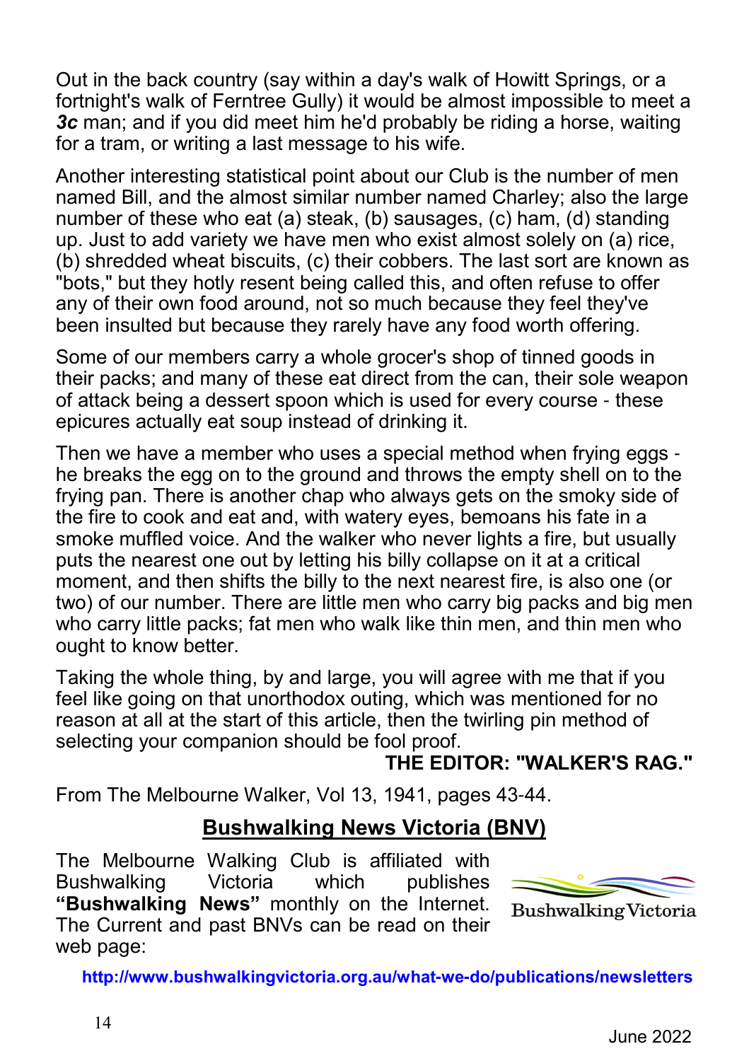Out in the back country (say within a day's walk of Howitt Springs, or a fortnight's walk of Ferntree Gully) it would be almost impossible to meet a ***3c*** man; and if you did meet him he'd probably be riding a horse, waiting for a tram, or writing a last message to his wife.

Another interesting statistical point about our Club is the number of men named Bill, and the almost similar number named Charley; also the large number of these who eat (a) steak, (b) sausages, (c) ham, (d) standing up. Just to add variety we have men who exist almost solely on (a) rice, (b) shredded wheat biscuits, (c) their cobbers. The last sort are known as "bots," but they hotly resent being called this, and often refuse to offer any of their own food around, not so much because they feel they've been insulted but because they rarely have any food worth offering.

Some of our members carry a whole grocer's shop of tinned goods in their packs; and many of these eat direct from the can, their sole weapon of attack being a dessert spoon which is used for every course - these epicures actually eat soup instead of drinking it.

Then we have a member who uses a special method when frying eggs - he breaks the egg on to the ground and throws the empty shell on to the frying pan. There is another chap who always gets on the smoky side of the fire to cook and eat and, with watery eyes, bemoans his fate in a smoke muffled voice. And the walker who never lights a fire, but usually puts the nearest one out by letting his billy collapse on it at a critical moment, and then shifts the billy to the next nearest fire, is also one (or two) of our number. There are little men who carry big packs and big men who carry little packs; fat men who walk like thin men, and thin men who ought to know better.

Taking the whole thing, by and large, you will agree with me that if you feel like going on that unorthodox outing, which was mentioned for no reason at all at the start of this article, then the twirling pin method of selecting your companion should be fool proof.

**THE EDITOR: "WALKER'S RAG."**

From The Melbourne Walker, Vol 13, 1941, pages 43-44.

## Bushwalking News Victoria (BNV)

The Melbourne Walking Club is affiliated with Bushwalking Victoria which publishes **"Bushwalking News"** monthly on the Internet. The Current and past BNVs can be read on their web page:

Bushwalking Victoria

**http://www.bushwalkingvictoria.org.au/what-we-do/publications/newsletters**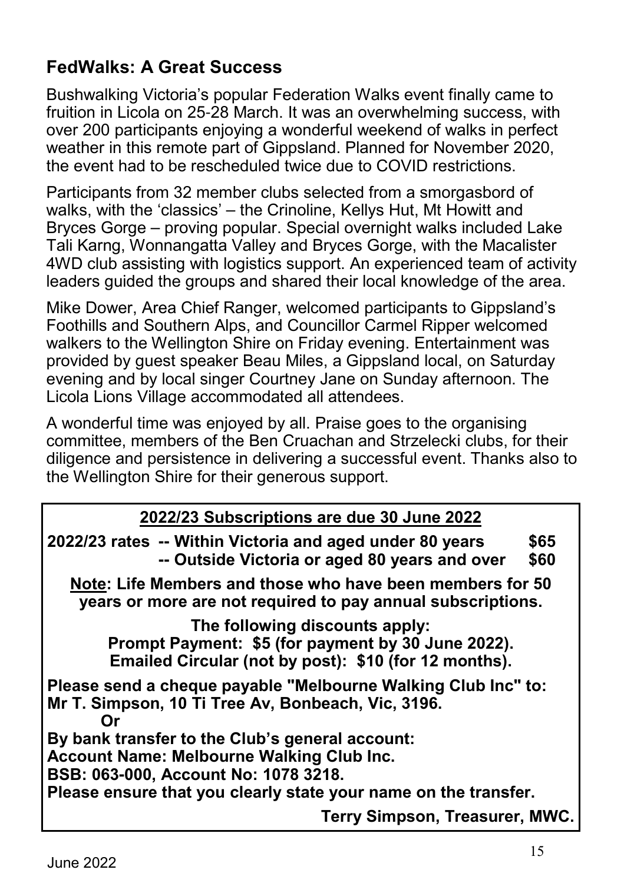## FedWalks: A Great Success

Bushwalking Victoria's popular Federation Walks event finally came to fruition in Licola on 25-28 March. It was an overwhelming success, with over 200 participants enjoying a wonderful weekend of walks in perfect weather in this remote part of Gippsland. Planned for November 2020, the event had to be rescheduled twice due to COVID restrictions.

Participants from 32 member clubs selected from a smorgasbord of walks, with the 'classics' – the Crinoline, Kellys Hut, Mt Howitt and Bryces Gorge – proving popular. Special overnight walks included Lake Tali Karng, Wonnangatta Valley and Bryces Gorge, with the Macalister 4WD club assisting with logistics support. An experienced team of activity leaders guided the groups and shared their local knowledge of the area.

Mike Dower, Area Chief Ranger, welcomed participants to Gippsland's Foothills and Southern Alps, and Councillor Carmel Ripper welcomed walkers to the Wellington Shire on Friday evening. Entertainment was provided by guest speaker Beau Miles, a Gippsland local, on Saturday evening and by local singer Courtney Jane on Sunday afternoon. The Licola Lions Village accommodated all attendees.

A wonderful time was enjoyed by all. Praise goes to the organising committee, members of the Ben Cruachan and Strzelecki clubs, for their diligence and persistence in delivering a successful event. Thanks also to the Wellington Shire for their generous support.

**2022/23 Subscriptions are due 30 June 2022**

**2022/23 rates -- Within Victoria and aged under 80 years $65**
**-- Outside Victoria or aged 80 years and over $60**

**Note: Life Members and those who have been members for 50 years or more are not required to pay annual subscriptions.**

**The following discounts apply:**
**Prompt Payment: $5 (for payment by 30 June 2022).**
**Emailed Circular (not by post): $10 (for 12 months).**

**Please send a cheque payable "Melbourne Walking Club Inc" to:**
**Mr T. Simpson, 10 Ti Tree Av, Bonbeach, Vic, 3196.**
**Or**
**By bank transfer to the Club's general account:**
**Account Name: Melbourne Walking Club Inc.**
**BSB: 063-000, Account No: 1078 3218.**
**Please ensure that you clearly state your name on the transfer.**

**Terry Simpson, Treasurer, MWC.**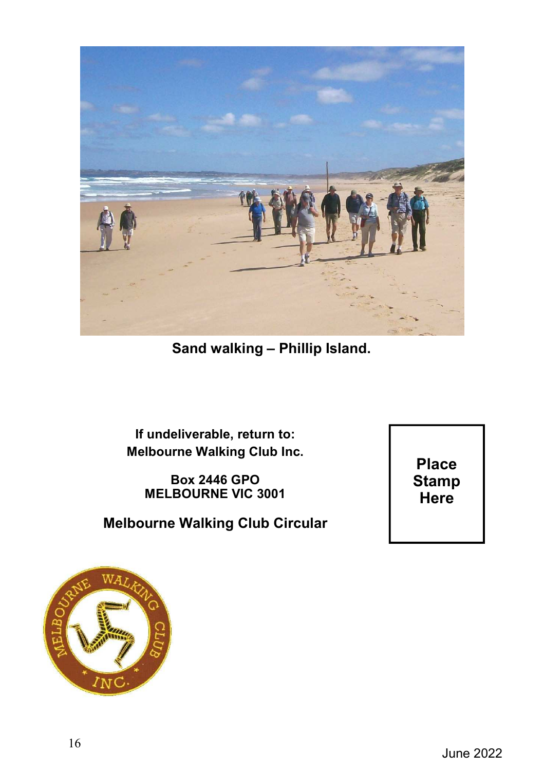**Sand walking – Phillip Island.**

**If undeliverable, return to:**
**Melbourne Walking Club Inc.**

**Box 2446 GPO**
**MELBOURNE VIC 3001**

**Melbourne Walking Club Circular**

**Place Stamp Here**